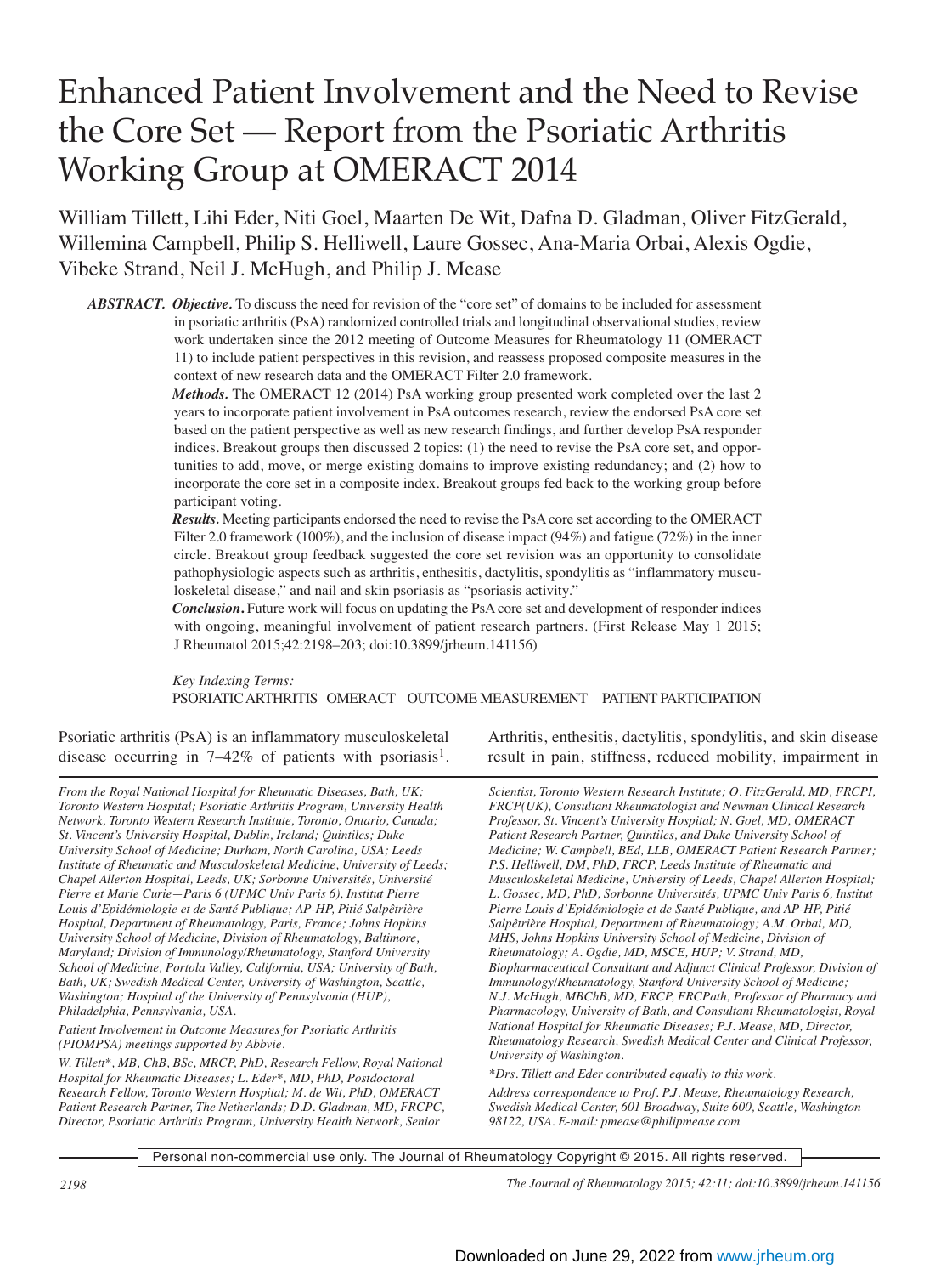# Enhanced Patient Involvement and the Need to Revise the Core Set — Report from the Psoriatic Arthritis Working Group at OMERACT 2014

William Tillett, Lihi Eder, Niti Goel, Maarten De Wit, Dafna D. Gladman, Oliver FitzGerald, Willemina Campbell, Philip S. Helliwell, Laure Gossec, Ana-Maria Orbai, Alexis Ogdie, Vibeke Strand, Neil J. McHugh, and Philip J. Mease

***ABSTRACT.*** ***Objective.*** To discuss the need for revision of the "core set" of domains to be included for assessment in psoriatic arthritis (PsA) randomized controlled trials and longitudinal observational studies, review work undertaken since the 2012 meeting of Outcome Measures for Rheumatology 11 (OMERACT 11) to include patient perspectives in this revision, and reassess proposed composite measures in the context of new research data and the OMERACT Filter 2.0 framework.

***Methods.*** The OMERACT 12 (2014) PsA working group presented work completed over the last 2 years to incorporate patient involvement in PsA outcomes research, review the endorsed PsA core set based on the patient perspective as well as new research findings, and further develop PsA responder indices. Breakout groups then discussed 2 topics: (1) the need to revise the PsA core set, and opportunities to add, move, or merge existing domains to improve existing redundancy; and (2) how to incorporate the core set in a composite index. Breakout groups fed back to the working group before participant voting.

***Results.*** Meeting participants endorsed the need to revise the PsA core set according to the OMERACT Filter 2.0 framework (100%), and the inclusion of disease impact (94%) and fatigue (72%) in the inner circle. Breakout group feedback suggested the core set revision was an opportunity to consolidate pathophysiologic aspects such as arthritis, enthesitis, dactylitis, spondylitis as "inflammatory musculoskeletal disease," and nail and skin psoriasis as "psoriasis activity."

***Conclusion.*** Future work will focus on updating the PsA core set and development of responder indices with ongoing, meaningful involvement of patient research partners. (First Release May 1 2015; J Rheumatol 2015;42:2198–203; doi:10.3899/jrheum.141156)

*Key Indexing Terms:*
PSORIATIC ARTHRITIS OMERACT OUTCOME MEASUREMENT PATIENT PARTICIPATION

Psoriatic arthritis (PsA) is an inflammatory musculoskeletal disease occurring in 7–42% of patients with psoriasis[1]. Arthritis, enthesitis, dactylitis, spondylitis, and skin disease result in pain, stiffness, reduced mobility, impairment in

*From the Royal National Hospital for Rheumatic Diseases, Bath, UK; Toronto Western Hospital; Psoriatic Arthritis Program, University Health Network, Toronto Western Research Institute, Toronto, Ontario, Canada; St. Vincent's University Hospital, Dublin, Ireland; Quintiles; Duke University School of Medicine; Durham, North Carolina, USA; Leeds Institute of Rheumatic and Musculoskeletal Medicine, University of Leeds; Chapel Allerton Hospital, Leeds, UK; Sorbonne Universités, Université Pierre et Marie Curie—Paris 6 (UPMC Univ Paris 6), Institut Pierre Louis d'Epidémiologie et de Santé Publique; AP-HP, Pitié Salpêtrière Hospital, Department of Rheumatology, Paris, France; Johns Hopkins University School of Medicine, Division of Rheumatology, Baltimore, Maryland; Division of Immunology/Rheumatology, Stanford University School of Medicine, Portola Valley, California, USA; University of Bath, Bath, UK; Swedish Medical Center, University of Washington, Seattle, Washington; Hospital of the University of Pennsylvania (HUP), Philadelphia, Pennsylvania, USA.*

*Patient Involvement in Outcome Measures for Psoriatic Arthritis (PIOMPSA) meetings supported by Abbvie.*

*W. Tillett\*, MB, ChB, BSc, MRCP, PhD, Research Fellow, Royal National Hospital for Rheumatic Diseases; L. Eder\*, MD, PhD, Postdoctoral Research Fellow, Toronto Western Hospital; M. de Wit, PhD, OMERACT Patient Research Partner, The Netherlands; D.D. Gladman, MD, FRCPC, Director, Psoriatic Arthritis Program, University Health Network, Senior Scientist, Toronto Western Research Institute; O. FitzGerald, MD, FRCPI, FRCP(UK), Consultant Rheumatologist and Newman Clinical Research Professor, St. Vincent's University Hospital; N. Goel, MD, OMERACT Patient Research Partner, Quintiles, and Duke University School of Medicine; W. Campbell, BEd, LLB, OMERACT Patient Research Partner; P.S. Helliwell, DM, PhD, FRCP, Leeds Institute of Rheumatic and Musculoskeletal Medicine, University of Leeds, Chapel Allerton Hospital; L. Gossec, MD, PhD, Sorbonne Universités, UPMC Univ Paris 6, Institut Pierre Louis d'Epidémiologie et de Santé Publique, and AP-HP, Pitié Salpêtrière Hospital, Department of Rheumatology; A.M. Orbai, MD, MHS, Johns Hopkins University School of Medicine, Division of Rheumatology; A. Ogdie, MD, MSCE, HUP; V. Strand, MD, Biopharmaceutical Consultant and Adjunct Clinical Professor, Division of Immunology/Rheumatology, Stanford University School of Medicine; N.J. McHugh, MBChB, MD, FRCP, FRCPath, Professor of Pharmacy and Pharmacology, University of Bath, and Consultant Rheumatologist, Royal National Hospital for Rheumatic Diseases; P.J. Mease, MD, Director, Rheumatology Research, Swedish Medical Center and Clinical Professor, University of Washington.*

*\*Drs. Tillett and Eder contributed equally to this work.*

*Address correspondence to Prof. P.J. Mease, Rheumatology Research, Swedish Medical Center, 601 Broadway, Suite 600, Seattle, Washington 98122, USA. E-mail: pmease@philipmease.com*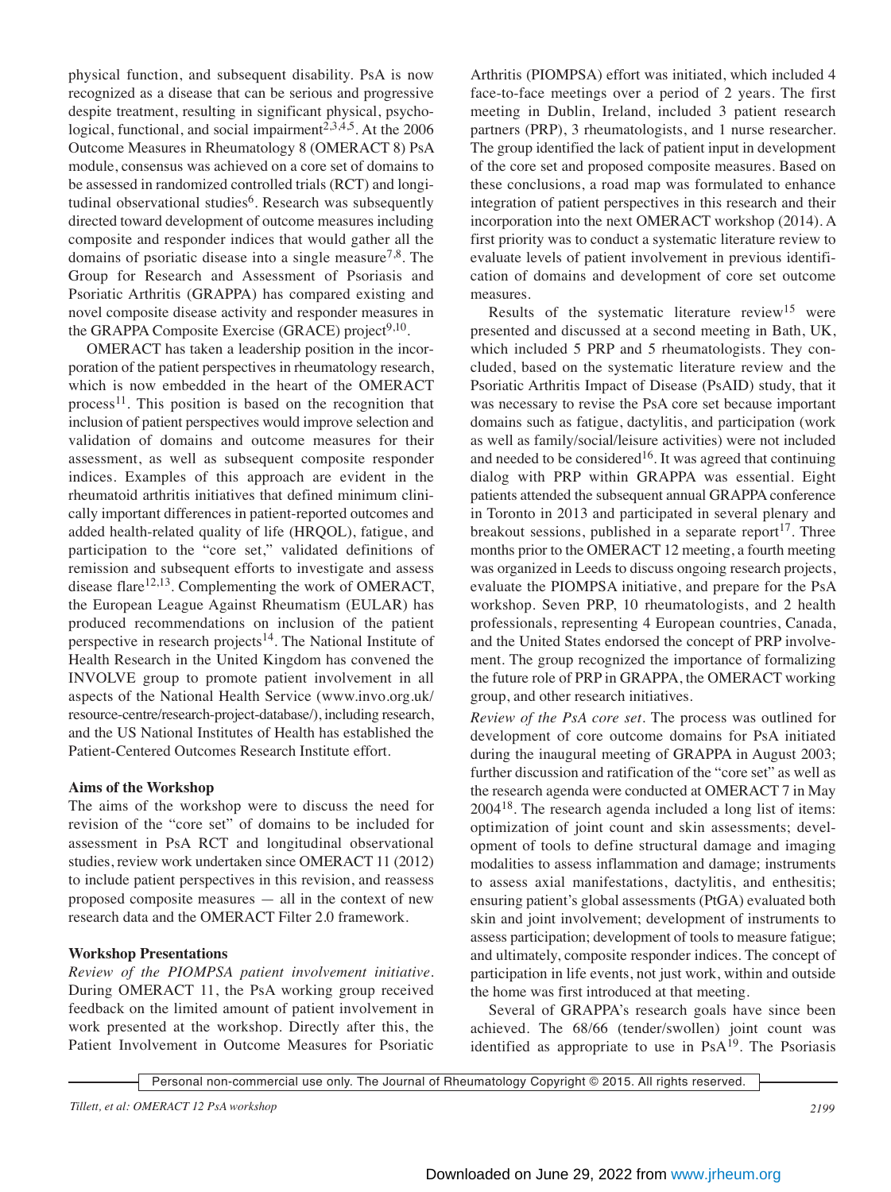physical function, and subsequent disability. PsA is now recognized as a disease that can be serious and progressive despite treatment, resulting in significant physical, psychological, functional, and social impairment[2,3,4,5]. At the 2006 Outcome Measures in Rheumatology 8 (OMERACT 8) PsA module, consensus was achieved on a core set of domains to be assessed in randomized controlled trials (RCT) and longitudinal observational studies[6]. Research was subsequently directed toward development of outcome measures including composite and responder indices that would gather all the domains of psoriatic disease into a single measure[7,8]. The Group for Research and Assessment of Psoriasis and Psoriatic Arthritis (GRAPPA) has compared existing and novel composite disease activity and responder measures in the GRAPPA Composite Exercise (GRACE) project[9,10].

OMERACT has taken a leadership position in the incorporation of the patient perspectives in rheumatology research, which is now embedded in the heart of the OMERACT process[11]. This position is based on the recognition that inclusion of patient perspectives would improve selection and validation of domains and outcome measures for their assessment, as well as subsequent composite responder indices. Examples of this approach are evident in the rheumatoid arthritis initiatives that defined minimum clinically important differences in patient-reported outcomes and added health-related quality of life (HRQOL), fatigue, and participation to the "core set," validated definitions of remission and subsequent efforts to investigate and assess disease flare[12,13]. Complementing the work of OMERACT, the European League Against Rheumatism (EULAR) has produced recommendations on inclusion of the patient perspective in research projects[14]. The National Institute of Health Research in the United Kingdom has convened the INVOLVE group to promote patient involvement in all aspects of the National Health Service (www.invo.org.uk/resource-centre/research-project-database/), including research, and the US National Institutes of Health has established the Patient-Centered Outcomes Research Institute effort.

### Aims of the Workshop

The aims of the workshop were to discuss the need for revision of the "core set" of domains to be included for assessment in PsA RCT and longitudinal observational studies, review work undertaken since OMERACT 11 (2012) to include patient perspectives in this revision, and reassess proposed composite measures — all in the context of new research data and the OMERACT Filter 2.0 framework.

### Workshop Presentations

*Review of the PIOMPSA patient involvement initiative.* During OMERACT 11, the PsA working group received feedback on the limited amount of patient involvement in work presented at the workshop. Directly after this, the Patient Involvement in Outcome Measures for Psoriatic Arthritis (PIOMPSA) effort was initiated, which included 4 face-to-face meetings over a period of 2 years. The first meeting in Dublin, Ireland, included 3 patient research partners (PRP), 3 rheumatologists, and 1 nurse researcher. The group identified the lack of patient input in development of the core set and proposed composite measures. Based on these conclusions, a road map was formulated to enhance integration of patient perspectives in this research and their incorporation into the next OMERACT workshop (2014). A first priority was to conduct a systematic literature review to evaluate levels of patient involvement in previous identification of domains and development of core set outcome measures.

Results of the systematic literature review[15] were presented and discussed at a second meeting in Bath, UK, which included 5 PRP and 5 rheumatologists. They concluded, based on the systematic literature review and the Psoriatic Arthritis Impact of Disease (PsAID) study, that it was necessary to revise the PsA core set because important domains such as fatigue, dactylitis, and participation (work as well as family/social/leisure activities) were not included and needed to be considered[16]. It was agreed that continuing dialog with PRP within GRAPPA was essential. Eight patients attended the subsequent annual GRAPPA conference in Toronto in 2013 and participated in several plenary and breakout sessions, published in a separate report[17]. Three months prior to the OMERACT 12 meeting, a fourth meeting was organized in Leeds to discuss ongoing research projects, evaluate the PIOMPSA initiative, and prepare for the PsA workshop. Seven PRP, 10 rheumatologists, and 2 health professionals, representing 4 European countries, Canada, and the United States endorsed the concept of PRP involvement. The group recognized the importance of formalizing the future role of PRP in GRAPPA, the OMERACT working group, and other research initiatives.

*Review of the PsA core set.* The process was outlined for development of core outcome domains for PsA initiated during the inaugural meeting of GRAPPA in August 2003; further discussion and ratification of the "core set" as well as the research agenda were conducted at OMERACT 7 in May 2004[18]. The research agenda included a long list of items: optimization of joint count and skin assessments; development of tools to define structural damage and imaging modalities to assess inflammation and damage; instruments to assess axial manifestations, dactylitis, and enthesitis; ensuring patient's global assessments (PtGA) evaluated both skin and joint involvement; development of instruments to assess participation; development of tools to measure fatigue; and ultimately, composite responder indices. The concept of participation in life events, not just work, within and outside the home was first introduced at that meeting.

Several of GRAPPA's research goals have since been achieved. The 68/66 (tender/swollen) joint count was identified as appropriate to use in PsA[19]. The Psoriasis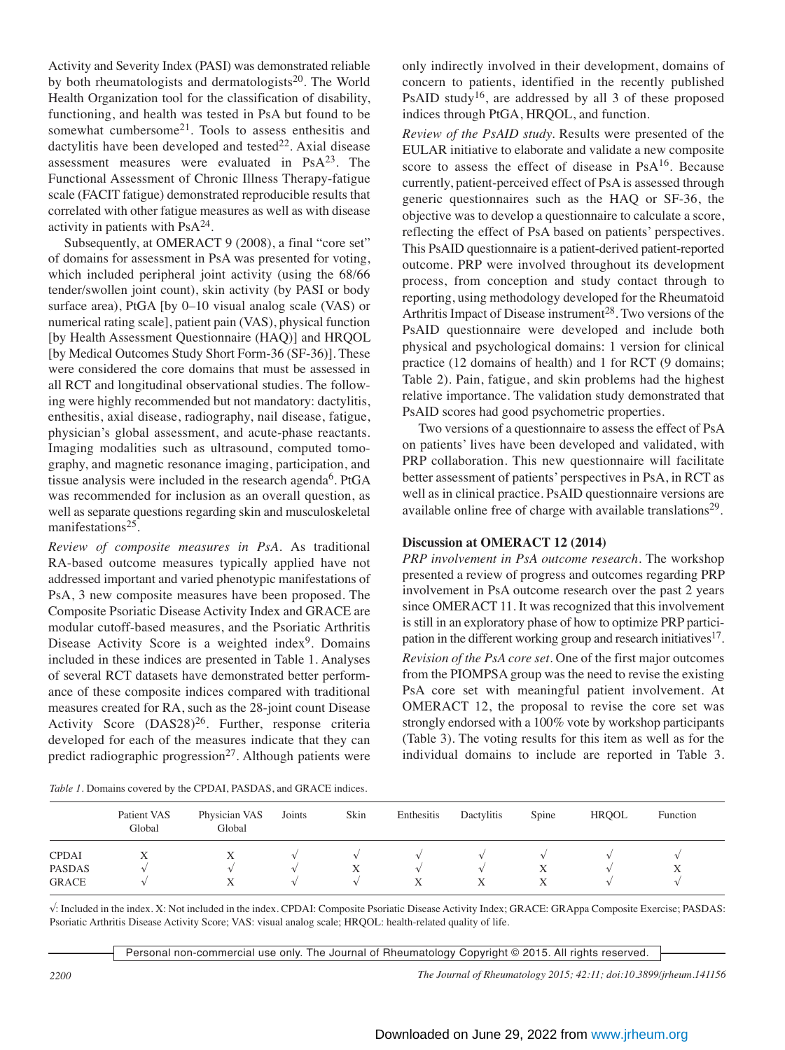Activity and Severity Index (PASI) was demonstrated reliable by both rheumatologists and dermatologists[20]. The World Health Organization tool for the classification of disability, functioning, and health was tested in PsA but found to be somewhat cumbersome[21]. Tools to assess enthesitis and dactylitis have been developed and tested[22]. Axial disease assessment measures were evaluated in PsA[23]. The Functional Assessment of Chronic Illness Therapy-fatigue scale (FACIT fatigue) demonstrated reproducible results that correlated with other fatigue measures as well as with disease activity in patients with PsA[24].

Subsequently, at OMERACT 9 (2008), a final "core set" of domains for assessment in PsA was presented for voting, which included peripheral joint activity (using the 68/66 tender/swollen joint count), skin activity (by PASI or body surface area), PtGA [by 0–10 visual analog scale (VAS) or numerical rating scale], patient pain (VAS), physical function [by Health Assessment Questionnaire (HAQ)] and HRQOL [by Medical Outcomes Study Short Form-36 (SF-36)]. These were considered the core domains that must be assessed in all RCT and longitudinal observational studies. The following were highly recommended but not mandatory: dactylitis, enthesitis, axial disease, radiography, nail disease, fatigue, physician's global assessment, and acute-phase reactants. Imaging modalities such as ultrasound, computed tomography, and magnetic resonance imaging, participation, and tissue analysis were included in the research agenda[6]. PtGA was recommended for inclusion as an overall question, as well as separate questions regarding skin and musculoskeletal manifestations[25].

*Review of composite measures in PsA.* As traditional RA-based outcome measures typically applied have not addressed important and varied phenotypic manifestations of PsA, 3 new composite measures have been proposed. The Composite Psoriatic Disease Activity Index and GRACE are modular cutoff-based measures, and the Psoriatic Arthritis Disease Activity Score is a weighted index[9]. Domains included in these indices are presented in Table 1. Analyses of several RCT datasets have demonstrated better performance of these composite indices compared with traditional measures created for RA, such as the 28-joint count Disease Activity Score (DAS28)[26]. Further, response criteria developed for each of the measures indicate that they can predict radiographic progression[27]. Although patients were only indirectly involved in their development, domains of concern to patients, identified in the recently published PsAID study[16], are addressed by all 3 of these proposed indices through PtGA, HRQOL, and function.

*Review of the PsAID study.* Results were presented of the EULAR initiative to elaborate and validate a new composite score to assess the effect of disease in PsA[16]. Because currently, patient-perceived effect of PsA is assessed through generic questionnaires such as the HAQ or SF-36, the objective was to develop a questionnaire to calculate a score, reflecting the effect of PsA based on patients' perspectives. This PsAID questionnaire is a patient-derived patient-reported outcome. PRP were involved throughout its development process, from conception and study contact through to reporting, using methodology developed for the Rheumatoid Arthritis Impact of Disease instrument[28]. Two versions of the PsAID questionnaire were developed and include both physical and psychological domains: 1 version for clinical practice (12 domains of health) and 1 for RCT (9 domains; Table 2). Pain, fatigue, and skin problems had the highest relative importance. The validation study demonstrated that PsAID scores had good psychometric properties.

Two versions of a questionnaire to assess the effect of PsA on patients' lives have been developed and validated, with PRP collaboration. This new questionnaire will facilitate better assessment of patients' perspectives in PsA, in RCT as well as in clinical practice. PsAID questionnaire versions are available online free of charge with available translations[29].

**Discussion at OMERACT 12 (2014)**

*PRP involvement in PsA outcome research.* The workshop presented a review of progress and outcomes regarding PRP involvement in PsA outcome research over the past 2 years since OMERACT 11. It was recognized that this involvement is still in an exploratory phase of how to optimize PRP participation in the different working group and research initiatives[17].

*Revision of the PsA core set.* One of the first major outcomes from the PIOMPSA group was the need to revise the existing PsA core set with meaningful patient involvement. At OMERACT 12, the proposal to revise the core set was strongly endorsed with a 100% vote by workshop participants (Table 3). The voting results for this item as well as for the individual domains to include are reported in Table 3.

*Table 1.* Domains covered by the CPDAI, PASDAS, and GRACE indices.

| | Patient VAS Global | Physician VAS Global | Joints | Skin | Enthesitis | Dactylitis | Spine | HRQOL | Function |
|---|---|---|---|---|---|---|---|---|---|
| CPDAI | X | X | √ | √ | √ | √ | √ | √ | √ |
| PASDAS | √ | √ | √ | X | √ | √ | X | √ | X |
| GRACE | √ | X | √ | √ | X | X | X | √ | √ |

√: Included in the index. X: Not included in the index. CPDAI: Composite Psoriatic Disease Activity Index; GRACE: GRAppa Composite Exercise; PASDAS: Psoriatic Arthritis Disease Activity Score; VAS: visual analog scale; HRQOL: health-related quality of life.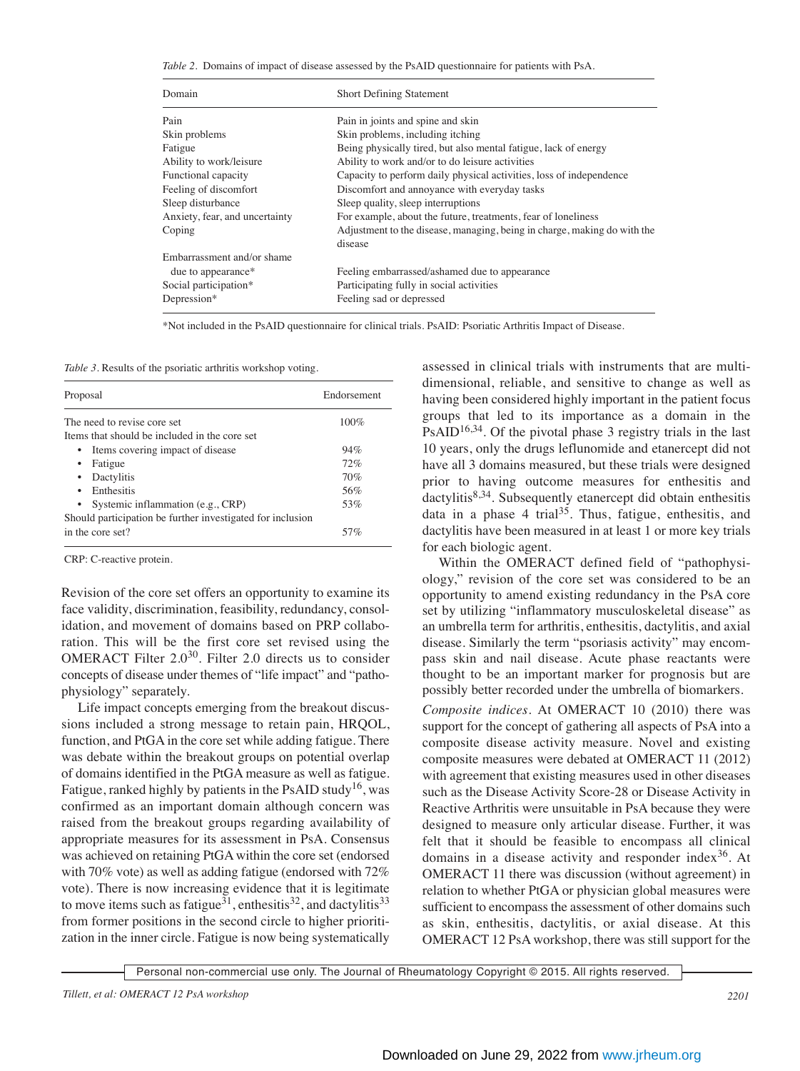*Table 2*. Domains of impact of disease assessed by the PsAID questionnaire for patients with PsA.

| Domain | Short Defining Statement |
|---|---|
| Pain | Pain in joints and spine and skin |
| Skin problems | Skin problems, including itching |
| Fatigue | Being physically tired, but also mental fatigue, lack of energy |
| Ability to work/leisure | Ability to work and/or to do leisure activities |
| Functional capacity | Capacity to perform daily physical activities, loss of independence |
| Feeling of discomfort | Discomfort and annoyance with everyday tasks |
| Sleep disturbance | Sleep quality, sleep interruptions |
| Anxiety, fear, and uncertainty | For example, about the future, treatments, fear of loneliness |
| Coping | Adjustment to the disease, managing, being in charge, making do with the disease |
| Embarrassment and/or shame due to appearance* | Feeling embarrassed/ashamed due to appearance |
| Social participation* | Participating fully in social activities |
| Depression* | Feeling sad or depressed |

*Not included in the PsAID questionnaire for clinical trials. PsAID: Psoriatic Arthritis Impact of Disease.

*Table 3*. Results of the psoriatic arthritis workshop voting.

| Proposal | Endorsement |
|---|---|
| The need to revise core set | 100% |
| Items that should be included in the core set | |
| • Items covering impact of disease | 94% |
| • Fatigue | 72% |
| • Dactylitis | 70% |
| • Enthesitis | 56% |
| • Systemic inflammation (e.g., CRP) | 53% |
| Should participation be further investigated for inclusion in the core set? | 57% |

CRP: C-reactive protein.

Revision of the core set offers an opportunity to examine its face validity, discrimination, feasibility, redundancy, consolidation, and movement of domains based on PRP collaboration. This will be the first core set revised using the OMERACT Filter 2.0[30]. Filter 2.0 directs us to consider concepts of disease under themes of "life impact" and "pathophysiology" separately.

Life impact concepts emerging from the breakout discussions included a strong message to retain pain, HRQOL, function, and PtGA in the core set while adding fatigue. There was debate within the breakout groups on potential overlap of domains identified in the PtGA measure as well as fatigue. Fatigue, ranked highly by patients in the PsAID study[16], was confirmed as an important domain although concern was raised from the breakout groups regarding availability of appropriate measures for its assessment in PsA. Consensus was achieved on retaining PtGA within the core set (endorsed with 70% vote) as well as adding fatigue (endorsed with 72% vote). There is now increasing evidence that it is legitimate to move items such as fatigue[31], enthesitis[32], and dactylitis[33] from former positions in the second circle to higher prioritization in the inner circle. Fatigue is now being systematically assessed in clinical trials with instruments that are multidimensional, reliable, and sensitive to change as well as having been considered highly important in the patient focus groups that led to its importance as a domain in the PsAID[16,34]. Of the pivotal phase 3 registry trials in the last 10 years, only the drugs leflunomide and etanercept did not have all 3 domains measured, but these trials were designed prior to having outcome measures for enthesitis and dactylitis[8,34]. Subsequently etanercept did obtain enthesitis data in a phase 4 trial[35]. Thus, fatigue, enthesitis, and dactylitis have been measured in at least 1 or more key trials for each biologic agent.

Within the OMERACT defined field of "pathophysiology," revision of the core set was considered to be an opportunity to amend existing redundancy in the PsA core set by utilizing "inflammatory musculoskeletal disease" as an umbrella term for arthritis, enthesitis, dactylitis, and axial disease. Similarly the term "psoriasis activity" may encompass skin and nail disease. Acute phase reactants were thought to be an important marker for prognosis but are possibly better recorded under the umbrella of biomarkers.

*Composite indices*. At OMERACT 10 (2010) there was support for the concept of gathering all aspects of PsA into a composite disease activity measure. Novel and existing composite measures were debated at OMERACT 11 (2012) with agreement that existing measures used in other diseases such as the Disease Activity Score-28 or Disease Activity in Reactive Arthritis were unsuitable in PsA because they were designed to measure only articular disease. Further, it was felt that it should be feasible to encompass all clinical domains in a disease activity and responder index[36]. At OMERACT 11 there was discussion (without agreement) in relation to whether PtGA or physician global measures were sufficient to encompass the assessment of other domains such as skin, enthesitis, dactylitis, or axial disease. At this OMERACT 12 PsA workshop, there was still support for the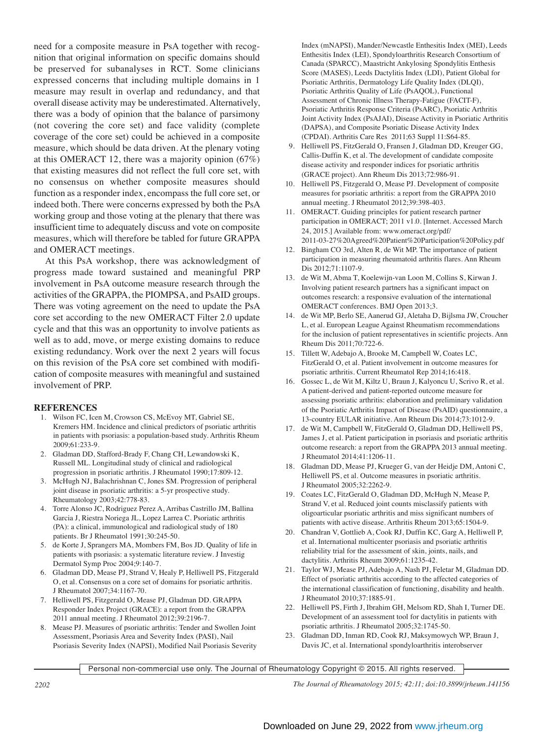need for a composite measure in PsA together with recognition that original information on specific domains should be preserved for subanalyses in RCT. Some clinicians expressed concerns that including multiple domains in 1 measure may result in overlap and redundancy, and that overall disease activity may be underestimated. Alternatively, there was a body of opinion that the balance of parsimony (not covering the core set) and face validity (complete coverage of the core set) could be achieved in a composite measure, which should be data driven. At the plenary voting at this OMERACT 12, there was a majority opinion (67%) that existing measures did not reflect the full core set, with no consensus on whether composite measures should function as a responder index, encompass the full core set, or indeed both. There were concerns expressed by both the PsA working group and those voting at the plenary that there was insufficient time to adequately discuss and vote on composite measures, which will therefore be tabled for future GRAPPA and OMERACT meetings.

At this PsA workshop, there was acknowledgment of progress made toward sustained and meaningful PRP involvement in PsA outcome measure research through the activities of the GRAPPA, the PIOMPSA, and PsAID groups. There was voting agreement on the need to update the PsA core set according to the new OMERACT Filter 2.0 update cycle and that this was an opportunity to involve patients as well as to add, move, or merge existing domains to reduce existing redundancy. Work over the next 2 years will focus on this revision of the PsA core set combined with modification of composite measures with meaningful and sustained involvement of PRP.

## REFERENCES

1. Wilson FC, Icen M, Crowson CS, McEvoy MT, Gabriel SE, Kremers HM. Incidence and clinical predictors of psoriatic arthritis in patients with psoriasis: a population-based study. Arthritis Rheum 2009;61:233-9.
2. Gladman DD, Stafford-Brady F, Chang CH, Lewandowski K, Russell ML. Longitudinal study of clinical and radiological progression in psoriatic arthritis. J Rheumatol 1990;17:809-12.
3. McHugh NJ, Balachrishnan C, Jones SM. Progression of peripheral joint disease in psoriatic arthritis: a 5-yr prospective study. Rheumatology 2003;42:778-83.
4. Torre Alonso JC, Rodriguez Perez A, Arribas Castrillo JM, Ballina Garcia J, Riestra Noriega JL, Lopez Larrea C. Psoriatic arthritis (PA): a clinical, immunological and radiological study of 180 patients. Br J Rheumatol 1991;30:245-50.
5. de Korte J, Sprangers MA, Mombers FM, Bos JD. Quality of life in patients with psoriasis: a systematic literature review. J Investig Dermatol Symp Proc 2004;9:140-7.
6. Gladman DD, Mease PJ, Strand V, Healy P, Helliwell PS, Fitzgerald O, et al. Consensus on a core set of domains for psoriatic arthritis. J Rheumatol 2007;34:1167-70.
7. Helliwell PS, Fitzgerald O, Mease PJ, Gladman DD. GRAPPA Responder Index Project (GRACE): a report from the GRAPPA 2011 annual meeting. J Rheumatol 2012;39:2196-7.
8. Mease PJ. Measures of psoriatic arthritis: Tender and Swollen Joint Assessment, Psoriasis Area and Severity Index (PASI), Nail Psoriasis Severity Index (NAPSI), Modified Nail Psoriasis Severity Index (mNAPSI), Mander/Newcastle Enthesitis Index (MEI), Leeds Enthesitis Index (LEI), Spondyloarthritis Research Consortium of Canada (SPARCC), Maastricht Ankylosing Spondylitis Enthesis Score (MASES), Leeds Dactylitis Index (LDI), Patient Global for Psoriatic Arthritis, Dermatology Life Quality Index (DLQI), Psoriatic Arthritis Quality of Life (PsAQOL), Functional Assessment of Chronic Illness Therapy-Fatigue (FACIT-F), Psoriatic Arthritis Response Criteria (PsARC), Psoriatic Arthritis Joint Activity Index (PsAJAI), Disease Activity in Psoriatic Arthritis (DAPSA), and Composite Psoriatic Disease Activity Index (CPDAI). Arthritis Care Res 2011;63 Suppl 11:S64-85.
9. Helliwell PS, FitzGerald O, Fransen J, Gladman DD, Kreuger GG, Callis-Duffin K, et al. The development of candidate composite disease activity and responder indices for psoriatic arthritis (GRACE project). Ann Rheum Dis 2013;72:986-91.
10. Helliwell PS, Fitzgerald O, Mease PJ. Development of composite measures for psoriatic arthritis: a report from the GRAPPA 2010 annual meeting. J Rheumatol 2012;39:398-403.
11. OMERACT. Guiding principles for patient research partner participation in OMERACT; 2011 v1.0. [Internet. Accessed March 24, 2015.] Available from: www.omeract.org/pdf/2011-03-27%20Agreed%20Patient%20Participation%20Policy.pdf
12. Bingham CO 3rd, Alten R, de Wit MP. The importance of patient participation in measuring rheumatoid arthritis flares. Ann Rheum Dis 2012;71:1107-9.
13. de Wit M, Abma T, Koelewijn-van Loon M, Collins S, Kirwan J. Involving patient research partners has a significant impact on outcomes research: a responsive evaluation of the international OMERACT conferences. BMJ Open 2013;3.
14. de Wit MP, Berlo SE, Aanerud GJ, Aletaha D, Bijlsma JW, Croucher L, et al. European League Against Rheumatism recommendations for the inclusion of patient representatives in scientific projects. Ann Rheum Dis 2011;70:722-6.
15. Tillett W, Adebajo A, Brooke M, Campbell W, Coates LC, FitzGerald O, et al. Patient involvement in outcome measures for psoriatic arthritis. Current Rheumatol Rep 2014;16:418.
16. Gossec L, de Wit M, Kiltz U, Braun J, Kalyoncu U, Scrivo R, et al. A patient-derived and patient-reported outcome measure for assessing psoriatic arthritis: elaboration and preliminary validation of the Psoriatic Arthritis Impact of Disease (PsAID) questionnaire, a 13-country EULAR initiative. Ann Rheum Dis 2014;73:1012-9.
17. de Wit M, Campbell W, FitzGerald O, Gladman DD, Helliwell PS, James J, et al. Patient participation in psoriasis and psoriatic arthritis outcome research: a report from the GRAPPA 2013 annual meeting. J Rheumatol 2014;41:1206-11.
18. Gladman DD, Mease PJ, Krueger G, van der Heidje DM, Antoni C, Helliwell PS, et al. Outcome measures in psoriatic arthritis. J Rheumatol 2005;32:2262-9.
19. Coates LC, FitzGerald O, Gladman DD, McHugh N, Mease P, Strand V, et al. Reduced joint counts misclassify patients with oligoarticular psoriatic arthritis and miss significant numbers of patients with active disease. Arthritis Rheum 2013;65:1504-9.
20. Chandran V, Gottlieb A, Cook RJ, Duffin KC, Garg A, Helliwell P, et al. International multicenter psoriasis and psoriatic arthritis reliability trial for the assessment of skin, joints, nails, and dactylitis. Arthritis Rheum 2009;61:1235-42.
21. Taylor WJ, Mease PJ, Adebajo A, Nash PJ, Feletar M, Gladman DD. Effect of psoriatic arthritis according to the affected categories of the international classification of functioning, disability and health. J Rheumatol 2010;37:1885-91.
22. Helliwell PS, Firth J, Ibrahim GH, Melsom RD, Shah I, Turner DE. Development of an assessment tool for dactylitis in patients with psoriatic arthritis. J Rheumatol 2005;32:1745-50.
23. Gladman DD, Inman RD, Cook RJ, Maksymowych WP, Braun J, Davis JC, et al. International spondyloarthritis interobserver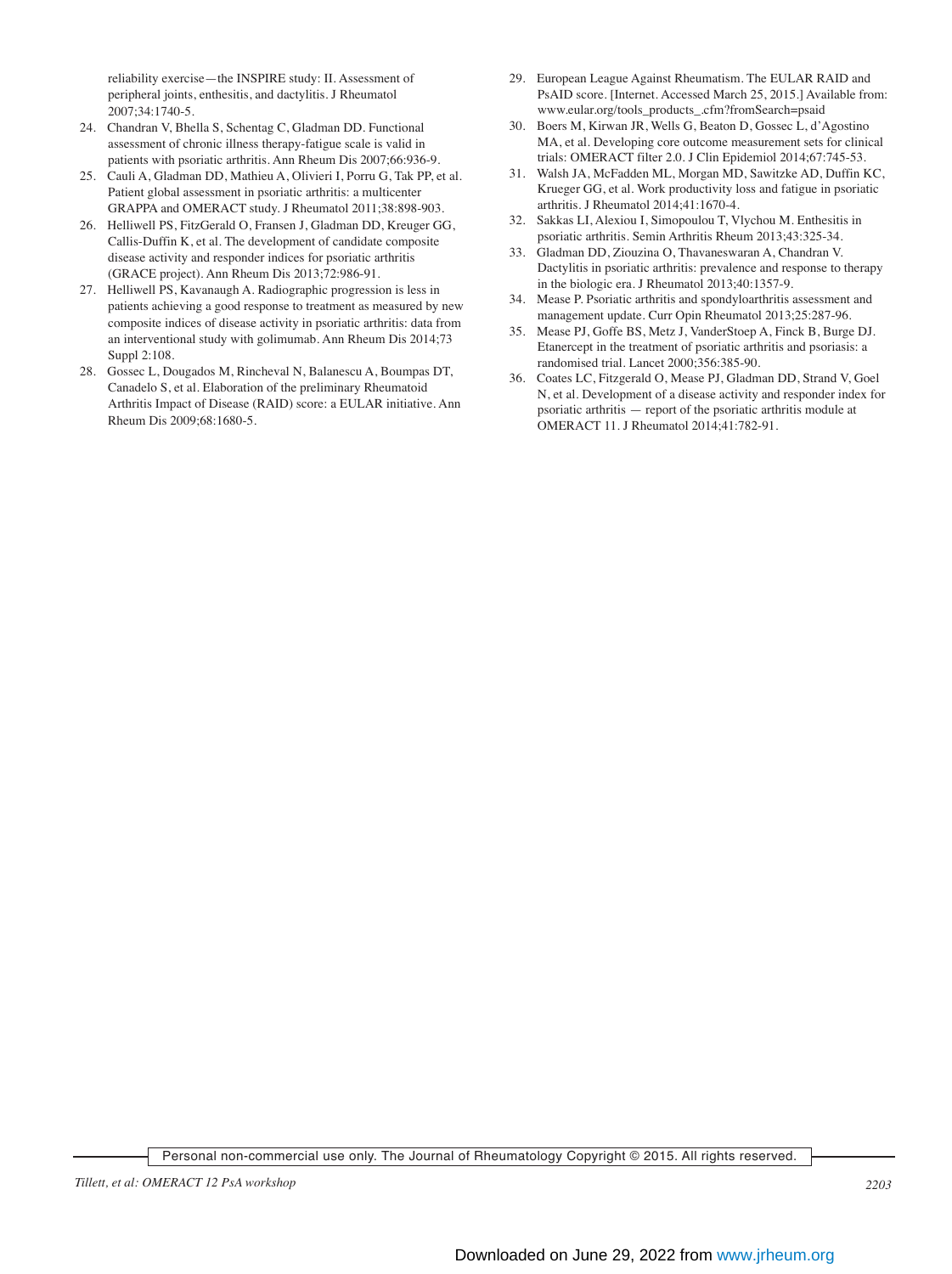reliability exercise—the INSPIRE study: II. Assessment of peripheral joints, enthesitis, and dactylitis. J Rheumatol 2007;34:1740-5.

24. Chandran V, Bhella S, Schentag C, Gladman DD. Functional assessment of chronic illness therapy-fatigue scale is valid in patients with psoriatic arthritis. Ann Rheum Dis 2007;66:936-9.
25. Cauli A, Gladman DD, Mathieu A, Olivieri I, Porru G, Tak PP, et al. Patient global assessment in psoriatic arthritis: a multicenter GRAPPA and OMERACT study. J Rheumatol 2011;38:898-903.
26. Helliwell PS, FitzGerald O, Fransen J, Gladman DD, Kreuger GG, Callis-Duffin K, et al. The development of candidate composite disease activity and responder indices for psoriatic arthritis (GRACE project). Ann Rheum Dis 2013;72:986-91.
27. Helliwell PS, Kavanaugh A. Radiographic progression is less in patients achieving a good response to treatment as measured by new composite indices of disease activity in psoriatic arthritis: data from an interventional study with golimumab. Ann Rheum Dis 2014;73 Suppl 2:108.
28. Gossec L, Dougados M, Rincheval N, Balanescu A, Boumpas DT, Canadelo S, et al. Elaboration of the preliminary Rheumatoid Arthritis Impact of Disease (RAID) score: a EULAR initiative. Ann Rheum Dis 2009;68:1680-5.
29. European League Against Rheumatism. The EULAR RAID and PsAID score. [Internet. Accessed March 25, 2015.] Available from: www.eular.org/tools_products_.cfm?fromSearch=psaid
30. Boers M, Kirwan JR, Wells G, Beaton D, Gossec L, d'Agostino MA, et al. Developing core outcome measurement sets for clinical trials: OMERACT filter 2.0. J Clin Epidemiol 2014;67:745-53.
31. Walsh JA, McFadden ML, Morgan MD, Sawitzke AD, Duffin KC, Krueger GG, et al. Work productivity loss and fatigue in psoriatic arthritis. J Rheumatol 2014;41:1670-4.
32. Sakkas LI, Alexiou I, Simopoulou T, Vlychou M. Enthesitis in psoriatic arthritis. Semin Arthritis Rheum 2013;43:325-34.
33. Gladman DD, Ziouzina O, Thavaneswaran A, Chandran V. Dactylitis in psoriatic arthritis: prevalence and response to therapy in the biologic era. J Rheumatol 2013;40:1357-9.
34. Mease P. Psoriatic arthritis and spondyloarthritis assessment and management update. Curr Opin Rheumatol 2013;25:287-96.
35. Mease PJ, Goffe BS, Metz J, VanderStoep A, Finck B, Burge DJ. Etanercept in the treatment of psoriatic arthritis and psoriasis: a randomised trial. Lancet 2000;356:385-90.
36. Coates LC, Fitzgerald O, Mease PJ, Gladman DD, Strand V, Goel N, et al. Development of a disease activity and responder index for psoriatic arthritis — report of the psoriatic arthritis module at OMERACT 11. J Rheumatol 2014;41:782-91.